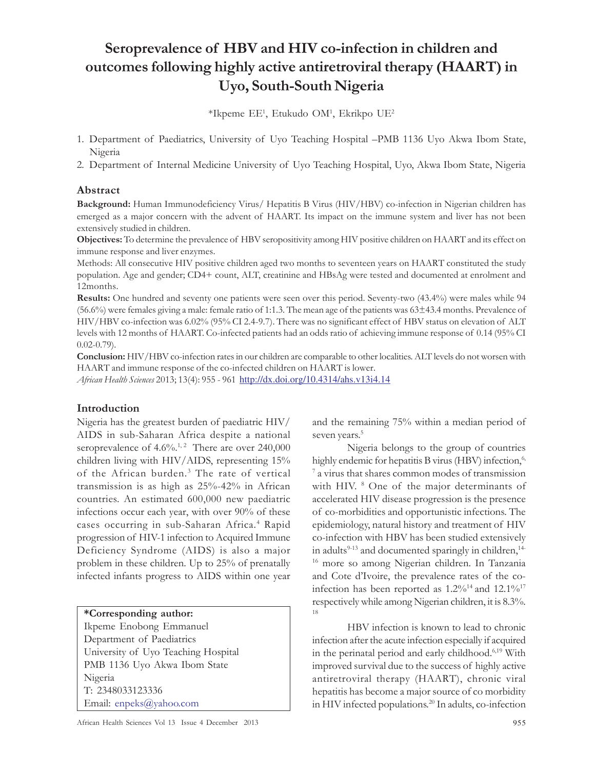# Seroprevalence of HBV and HIV co-infection in children and outcomes following highly active antiretroviral therapy (HAART) in Uyo, South-South Nigeria

*Ikpeme EE[1], Etukudo OM[1], Ekrikpo UE[2]

1. Department of Paediatrics, University of Uyo Teaching Hospital –PMB 1136 Uyo Akwa Ibom State, Nigeria
2. Department of Internal Medicine University of Uyo Teaching Hospital, Uyo, Akwa Ibom State, Nigeria

## Abstract

**Background:** Human Immunodeficiency Virus/ Hepatitis B Virus (HIV/HBV) co-infection in Nigerian children has emerged as a major concern with the advent of HAART. Its impact on the immune system and liver has not been extensively studied in children.

**Objectives:** To determine the prevalence of HBV seropositivity among HIV positive children on HAART and its effect on immune response and liver enzymes.

Methods: All consecutive HIV positive children aged two months to seventeen years on HAART constituted the study population. Age and gender; CD4+ count, ALT, creatinine and HBsAg were tested and documented at enrolment and 12months.

**Results:** One hundred and seventy one patients were seen over this period. Seventy-two (43.4%) were males while 94 (56.6%) were females giving a male: female ratio of 1:1.3. The mean age of the patients was 63±43.4 months. Prevalence of HIV/HBV co-infection was 6.02% (95% CI 2.4-9.7). There was no significant effect of HBV status on elevation of ALT levels with 12 months of HAART. Co-infected patients had an odds ratio of achieving immune response of 0.14 (95% CI 0.02-0.79).

**Conclusion:** HIV/HBV co-infection rates in our children are comparable to other localities. ALT levels do not worsen with HAART and immune response of the co-infected children on HAART is lower.

*African Health Sciences* 2013; 13(4): 955 - 961 http://dx.doi.org/10.4314/ahs.v13i4.14

## Introduction

Nigeria has the greatest burden of paediatric HIV/AIDS in sub-Saharan Africa despite a national seroprevalence of 4.6%.[1, 2] There are over 240,000 children living with HIV/AIDS, representing 15% of the African burden.[3] The rate of vertical transmission is as high as 25%-42% in African countries. An estimated 600,000 new paediatric infections occur each year, with over 90% of these cases occurring in sub-Saharan Africa.[4] Rapid progression of HIV-1 infection to Acquired Immune Deficiency Syndrome (AIDS) is also a major problem in these children. Up to 25% of prenatally infected infants progress to AIDS within one year and the remaining 75% within a median period of seven years.[5]

Nigeria belongs to the group of countries highly endemic for hepatitis B virus (HBV) infection,[6, 7] a virus that shares common modes of transmission with HIV.[8] One of the major determinants of accelerated HIV disease progression is the presence of co-morbidities and opportunistic infections. The epidemiology, natural history and treatment of HIV co-infection with HBV has been studied extensively in adults[9-13] and documented sparingly in children,[14-16] more so among Nigerian children. In Tanzania and Cote d'Ivoire, the prevalence rates of the co-infection has been reported as 1.2%[14] and 12.1%[17] respectively while among Nigerian children, it is 8.3%.[18]

HBV infection is known to lead to chronic infection after the acute infection especially if acquired in the perinatal period and early childhood.[6,19] With improved survival due to the success of highly active antiretroviral therapy (HAART), chronic viral hepatitis has become a major source of co morbidity in HIV infected populations.[20] In adults, co-infection

**\*Corresponding author:**
Ikpeme Enobong Emmanuel
Department of Paediatrics
University of Uyo Teaching Hospital
PMB 1136 Uyo Akwa Ibom State
Nigeria
T: 2348033123336
Email: enpeks@yahoo.com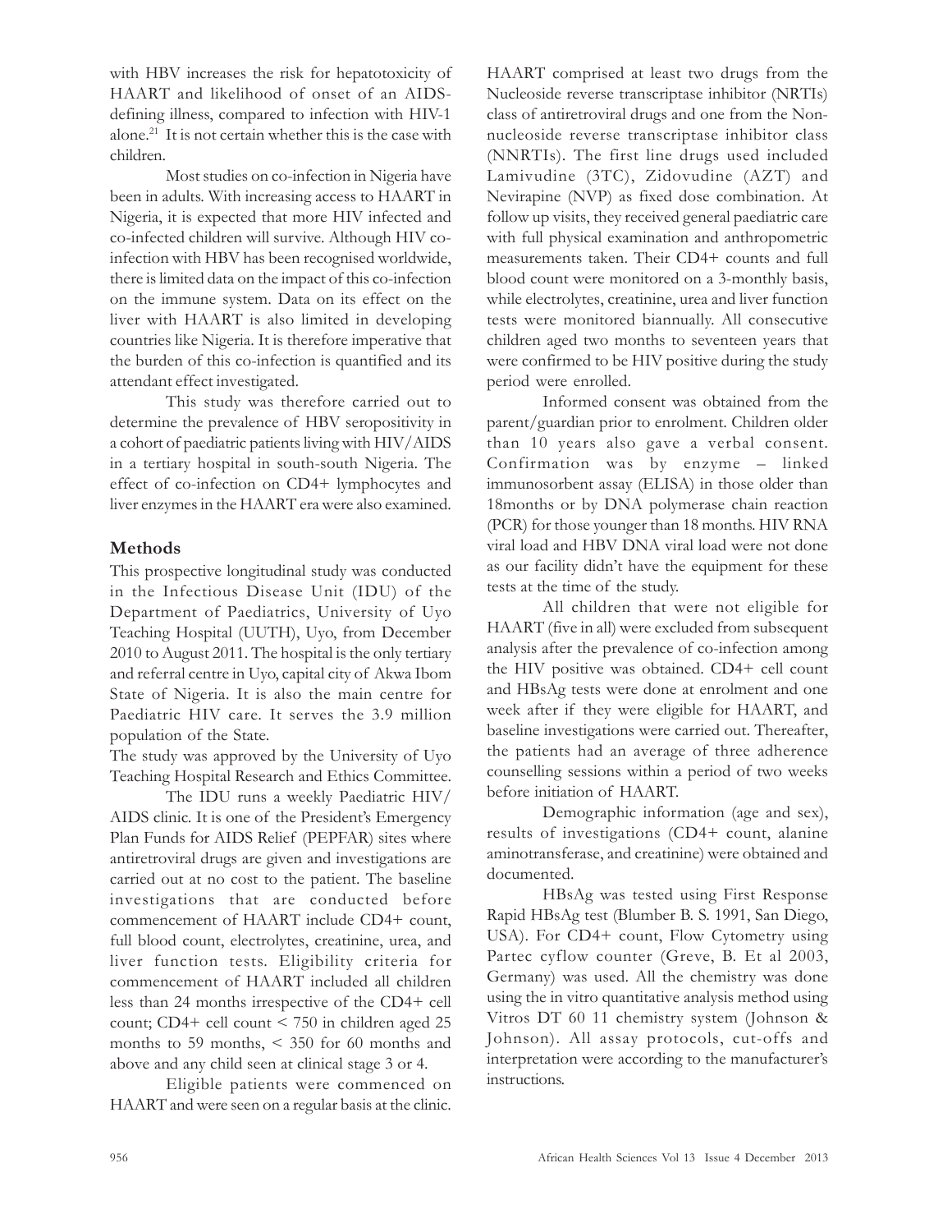with HBV increases the risk for hepatotoxicity of HAART and likelihood of onset of an AIDS-defining illness, compared to infection with HIV-1 alone.[21] It is not certain whether this is the case with children.

Most studies on co-infection in Nigeria have been in adults. With increasing access to HAART in Nigeria, it is expected that more HIV infected and co-infected children will survive. Although HIV co-infection with HBV has been recognised worldwide, there is limited data on the impact of this co-infection on the immune system. Data on its effect on the liver with HAART is also limited in developing countries like Nigeria. It is therefore imperative that the burden of this co-infection is quantified and its attendant effect investigated.

This study was therefore carried out to determine the prevalence of HBV seropositivity in a cohort of paediatric patients living with HIV/AIDS in a tertiary hospital in south-south Nigeria. The effect of co-infection on CD4+ lymphocytes and liver enzymes in the HAART era were also examined.

## Methods

This prospective longitudinal study was conducted in the Infectious Disease Unit (IDU) of the Department of Paediatrics, University of Uyo Teaching Hospital (UUTH), Uyo, from December 2010 to August 2011. The hospital is the only tertiary and referral centre in Uyo, capital city of Akwa Ibom State of Nigeria. It is also the main centre for Paediatric HIV care. It serves the 3.9 million population of the State.

The study was approved by the University of Uyo Teaching Hospital Research and Ethics Committee.

The IDU runs a weekly Paediatric HIV/AIDS clinic. It is one of the President's Emergency Plan Funds for AIDS Relief (PEPFAR) sites where antiretroviral drugs are given and investigations are carried out at no cost to the patient. The baseline investigations that are conducted before commencement of HAART include CD4+ count, full blood count, electrolytes, creatinine, urea, and liver function tests. Eligibility criteria for commencement of HAART included all children less than 24 months irrespective of the CD4+ cell count; CD4+ cell count < 750 in children aged 25 months to 59 months, < 350 for 60 months and above and any child seen at clinical stage 3 or 4.

Eligible patients were commenced on HAART and were seen on a regular basis at the clinic. HAART comprised at least two drugs from the Nucleoside reverse transcriptase inhibitor (NRTIs) class of antiretroviral drugs and one from the Non-nucleoside reverse transcriptase inhibitor class (NNRTIs). The first line drugs used included Lamivudine (3TC), Zidovudine (AZT) and Nevirapine (NVP) as fixed dose combination. At follow up visits, they received general paediatric care with full physical examination and anthropometric measurements taken. Their CD4+ counts and full blood count were monitored on a 3-monthly basis, while electrolytes, creatinine, urea and liver function tests were monitored biannually. All consecutive children aged two months to seventeen years that were confirmed to be HIV positive during the study period were enrolled.

Informed consent was obtained from the parent/guardian prior to enrolment. Children older than 10 years also gave a verbal consent. Confirmation was by enzyme – linked immunosorbent assay (ELISA) in those older than 18months or by DNA polymerase chain reaction (PCR) for those younger than 18 months. HIV RNA viral load and HBV DNA viral load were not done as our facility didn't have the equipment for these tests at the time of the study.

All children that were not eligible for HAART (five in all) were excluded from subsequent analysis after the prevalence of co-infection among the HIV positive was obtained. CD4+ cell count and HBsAg tests were done at enrolment and one week after if they were eligible for HAART, and baseline investigations were carried out. Thereafter, the patients had an average of three adherence counselling sessions within a period of two weeks before initiation of HAART.

Demographic information (age and sex), results of investigations (CD4+ count, alanine aminotransferase, and creatinine) were obtained and documented.

HBsAg was tested using First Response Rapid HBsAg test (Blumber B. S. 1991, San Diego, USA). For CD4+ count, Flow Cytometry using Partec cyflow counter (Greve, B. Et al 2003, Germany) was used. All the chemistry was done using the in vitro quantitative analysis method using Vitros DT 60 11 chemistry system (Johnson & Johnson). All assay protocols, cut-offs and interpretation were according to the manufacturer's instructions.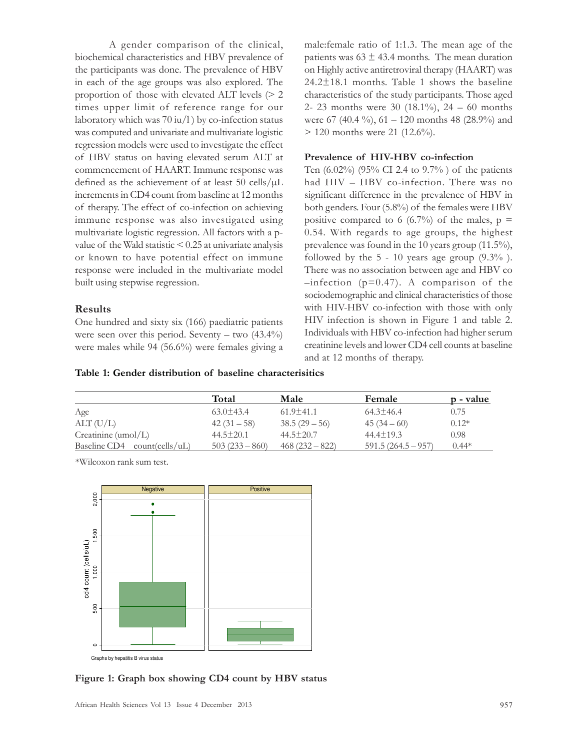A gender comparison of the clinical, biochemical characteristics and HBV prevalence of the participants was done. The prevalence of HBV in each of the age groups was also explored. The proportion of those with elevated ALT levels (> 2 times upper limit of reference range for our laboratory which was 70 iu/l) by co-infection status was computed and univariate and multivariate logistic regression models were used to investigate the effect of HBV status on having elevated serum ALT at commencement of HAART. Immune response was defined as the achievement of at least 50 cells/µL increments in CD4 count from baseline at 12 months of therapy. The effect of co-infection on achieving immune response was also investigated using multivariate logistic regression. All factors with a p-value of the Wald statistic < 0.25 at univariate analysis or known to have potential effect on immune response were included in the multivariate model built using stepwise regression.

## Results

One hundred and sixty six (166) paediatric patients were seen over this period. Seventy – two (43.4%) were males while 94 (56.6%) were females giving a male:female ratio of 1:1.3. The mean age of the patients was 63 ± 43.4 months. The mean duration on Highly active antiretroviral therapy (HAART) was 24.2±18.1 months. Table 1 shows the baseline characteristics of the study participants. Those aged 2- 23 months were 30 (18.1%), 24 – 60 months were 67 (40.4 %), 61 – 120 months 48 (28.9%) and > 120 months were 21 (12.6%).

### Prevalence of HIV-HBV co-infection

Ten (6.02%) (95% CI 2.4 to 9.7% ) of the patients had HIV – HBV co-infection. There was no significant difference in the prevalence of HBV in both genders. Four (5.8%) of the females were HBV positive compared to 6 (6.7%) of the males, p = 0.54. With regards to age groups, the highest prevalence was found in the 10 years group (11.5%), followed by the 5 - 10 years age group (9.3% ). There was no association between age and HBV co –infection (p=0.47). A comparison of the sociodemographic and clinical characteristics of those with HIV-HBV co-infection with those with only HIV infection is shown in Figure 1 and table 2. Individuals with HBV co-infection had higher serum creatinine levels and lower CD4 cell counts at baseline and at 12 months of therapy.

**Table 1: Gender distribution of baseline characterisitics**

| | Total | Male | Female | p - value |
|---|---|---|---|---|
| Age | 63.0±43.4 | 61.9±41.1 | 64.3±46.4 | 0.75 |
| ALT (U/L) | 42 (31 – 58) | 38.5 (29 – 56) | 45 (34 – 60) | 0.12* |
| Creatinine (umol/L) | 44.5±20.1 | 44.5±20.7 | 44.4±19.3 | 0.98 |
| Baseline CD4 count(cells/uL) | 503 (233 – 860) | 468 (232 – 822) | 591.5 (264.5 – 957) | 0.44* |

*Wilcoxon rank sum test.

**Figure 1: Graph box showing CD4 count by HBV status**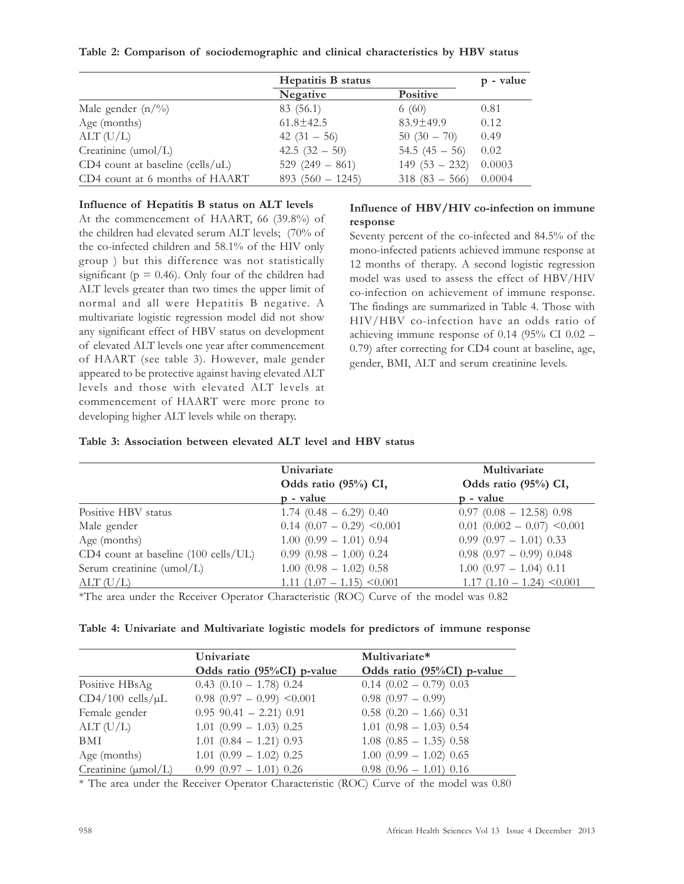**Table 2: Comparison of sociodemographic and clinical characteristics by HBV status**

| | Hepatitis B status | | p - value |
|---|---|---|---|
| | Negative | Positive | |
| Male gender (n/%) | 83 (56.1) | 6 (60) | 0.81 |
| Age (months) | 61.8±42.5 | 83.9±49.9 | 0.12 |
| ALT (U/L) | 42 (31 – 56) | 50 (30 – 70) | 0.49 |
| Creatinine (umol/L) | 42.5 (32 – 50) | 54.5 (45 – 56) | 0.02 |
| CD4 count at baseline (cells/uL) | 529 (249 – 861) | 149 (53 – 232) | 0.0003 |
| CD4 count at 6 months of HAART | 893 (560 – 1245) | 318 (83 – 566) | 0.0004 |

**Influence of Hepatitis B status on ALT levels**

At the commencement of HAART, 66 (39.8%) of the children had elevated serum ALT levels; (70% of the co-infected children and 58.1% of the HIV only group ) but this difference was not statistically significant (p = 0.46). Only four of the children had ALT levels greater than two times the upper limit of normal and all were Hepatitis B negative. A multivariate logistic regression model did not show any significant effect of HBV status on development of elevated ALT levels one year after commencement of HAART (see table 3). However, male gender appeared to be protective against having elevated ALT levels and those with elevated ALT levels at commencement of HAART were more prone to developing higher ALT levels while on therapy.

**Influence of HBV/HIV co-infection on immune response**

Seventy percent of the co-infected and 84.5% of the mono-infected patients achieved immune response at 12 months of therapy. A second logistic regression model was used to assess the effect of HBV/HIV co-infection on achievement of immune response. The findings are summarized in Table 4. Those with HIV/HBV co-infection have an odds ratio of achieving immune response of 0.14 (95% CI 0.02 – 0.79) after correcting for CD4 count at baseline, age, gender, BMI, ALT and serum creatinine levels.

**Table 3: Association between elevated ALT level and HBV status**

| | Univariate Odds ratio (95%) CI, p - value | Multivariate Odds ratio (95%) CI, p - value |
|---|---|---|
| Positive HBV status | 1.74 (0.48 – 6.29) 0.40 | 0.97 (0.08 – 12.58) 0.98 |
| Male gender | 0.14 (0.07 – 0.29) <0.001 | 0.01 (0.002 – 0.07) <0.001 |
| Age (months) | 1.00 (0.99 – 1.01) 0.94 | 0.99 (0.97 – 1.01) 0.33 |
| CD4 count at baseline (100 cells/UL) | 0.99 (0.98 – 1.00) 0.24 | 0.98 (0.97 – 0.99) 0.048 |
| Serum creatinine (umol/L) | 1.00 (0.98 – 1.02) 0.58 | 1.00 (0.97 – 1.04) 0.11 |
| ALT (U/L) | 1.11 (1.07 – 1.15) <0.001 | 1.17 (1.10 – 1.24) <0.001 |

*The area under the Receiver Operator Characteristic (ROC) Curve of the model was 0.82

**Table 4: Univariate and Multivariate logistic models for predictors of immune response**

| | Univariate Odds ratio (95%CI) p-value | Multivariate* Odds ratio (95%CI) p-value |
|---|---|---|
| Positive HBsAg | 0.43 (0.10 – 1.78) 0.24 | 0.14 (0.02 – 0.79) 0.03 |
| CD4/100 cells/μL | 0.98 (0.97 – 0.99) <0.001 | 0.98 (0.97 – 0.99) |
| Female gender | 0.95 90.41 – 2.21) 0.91 | 0.58 (0.20 – 1.66) 0.31 |
| ALT (U/L) | 1.01 (0.99 – 1.03) 0.25 | 1.01 (0.98 – 1.03) 0.54 |
| BMI | 1.01 (0.84 – 1.21) 0.93 | 1.08 (0.85 – 1.35) 0.58 |
| Age (months) | 1.01 (0.99 – 1.02) 0.25 | 1.00 (0.99 – 1.02) 0.65 |
| Creatinine (μmol/L) | 0.99 (0.97 – 1.01) 0.26 | 0.98 (0.96 – 1.01) 0.16 |

* The area under the Receiver Operator Characteristic (ROC) Curve of the model was 0.80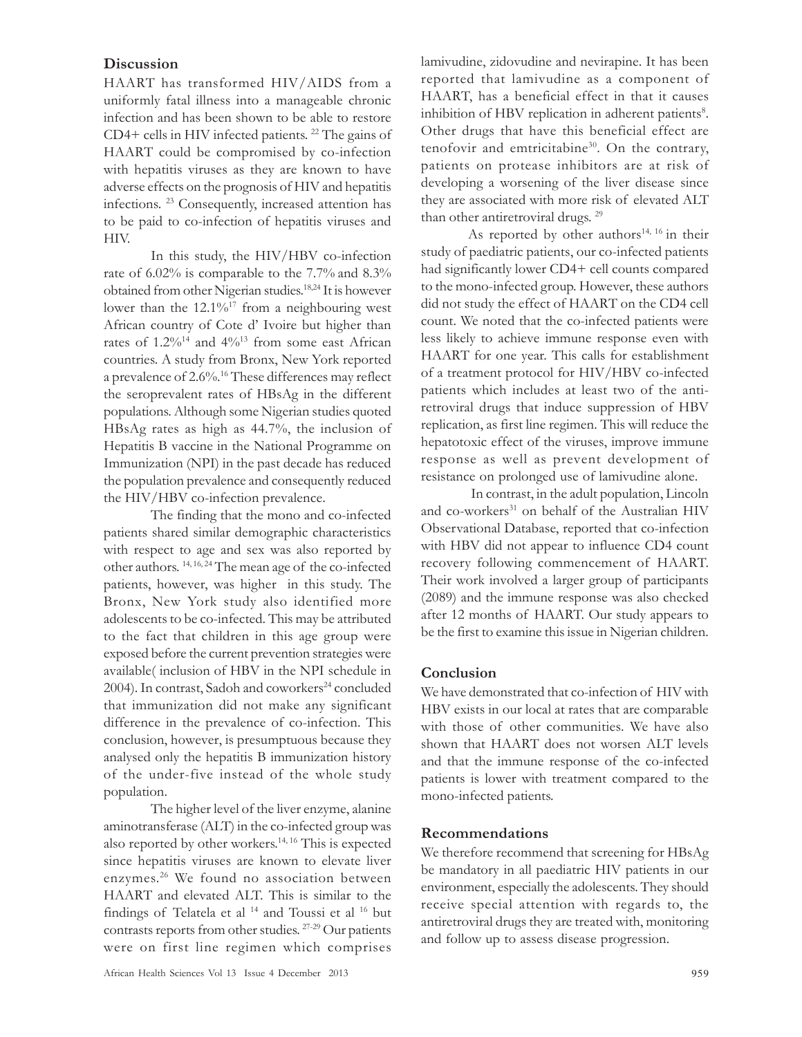## Discussion

HAART has transformed HIV/AIDS from a uniformly fatal illness into a manageable chronic infection and has been shown to be able to restore CD4+ cells in HIV infected patients. [22] The gains of HAART could be compromised by co-infection with hepatitis viruses as they are known to have adverse effects on the prognosis of HIV and hepatitis infections. [23] Consequently, increased attention has to be paid to co-infection of hepatitis viruses and HIV.

In this study, the HIV/HBV co-infection rate of 6.02% is comparable to the 7.7% and 8.3% obtained from other Nigerian studies.[18,24] It is however lower than the 12.1%[17] from a neighbouring west African country of Cote d' Ivoire but higher than rates of 1.2%[14] and 4%[13] from some east African countries. A study from Bronx, New York reported a prevalence of 2.6%.[16] These differences may reflect the seroprevalent rates of HBsAg in the different populations. Although some Nigerian studies quoted HBsAg rates as high as 44.7%, the inclusion of Hepatitis B vaccine in the National Programme on Immunization (NPI) in the past decade has reduced the population prevalence and consequently reduced the HIV/HBV co-infection prevalence.

The finding that the mono and co-infected patients shared similar demographic characteristics with respect to age and sex was also reported by other authors. [14, 16, 24] The mean age of the co-infected patients, however, was higher in this study. The Bronx, New York study also identified more adolescents to be co-infected. This may be attributed to the fact that children in this age group were exposed before the current prevention strategies were available( inclusion of HBV in the NPI schedule in 2004). In contrast, Sadoh and coworkers[24] concluded that immunization did not make any significant difference in the prevalence of co-infection. This conclusion, however, is presumptuous because they analysed only the hepatitis B immunization history of the under-five instead of the whole study population.

The higher level of the liver enzyme, alanine aminotransferase (ALT) in the co-infected group was also reported by other workers.[14, 16] This is expected since hepatitis viruses are known to elevate liver enzymes.[26] We found no association between HAART and elevated ALT. This is similar to the findings of Telatela et al [14] and Toussi et al [16] but contrasts reports from other studies. [27-29] Our patients were on first line regimen which comprises lamivudine, zidovudine and nevirapine. It has been reported that lamivudine as a component of HAART, has a beneficial effect in that it causes inhibition of HBV replication in adherent patients[8]. Other drugs that have this beneficial effect are tenofovir and emtricitabine[30]. On the contrary, patients on protease inhibitors are at risk of developing a worsening of the liver disease since they are associated with more risk of elevated ALT than other antiretroviral drugs. [29]

As reported by other authors[14, 16] in their study of paediatric patients, our co-infected patients had significantly lower CD4+ cell counts compared to the mono-infected group. However, these authors did not study the effect of HAART on the CD4 cell count. We noted that the co-infected patients were less likely to achieve immune response even with HAART for one year. This calls for establishment of a treatment protocol for HIV/HBV co-infected patients which includes at least two of the anti-retroviral drugs that induce suppression of HBV replication, as first line regimen. This will reduce the hepatotoxic effect of the viruses, improve immune response as well as prevent development of resistance on prolonged use of lamivudine alone.

In contrast, in the adult population, Lincoln and co-workers[31] on behalf of the Australian HIV Observational Database, reported that co-infection with HBV did not appear to influence CD4 count recovery following commencement of HAART. Their work involved a larger group of participants (2089) and the immune response was also checked after 12 months of HAART. Our study appears to be the first to examine this issue in Nigerian children.

## Conclusion

We have demonstrated that co-infection of HIV with HBV exists in our local at rates that are comparable with those of other communities. We have also shown that HAART does not worsen ALT levels and that the immune response of the co-infected patients is lower with treatment compared to the mono-infected patients.

## Recommendations

We therefore recommend that screening for HBsAg be mandatory in all paediatric HIV patients in our environment, especially the adolescents. They should receive special attention with regards to, the antiretroviral drugs they are treated with, monitoring and follow up to assess disease progression.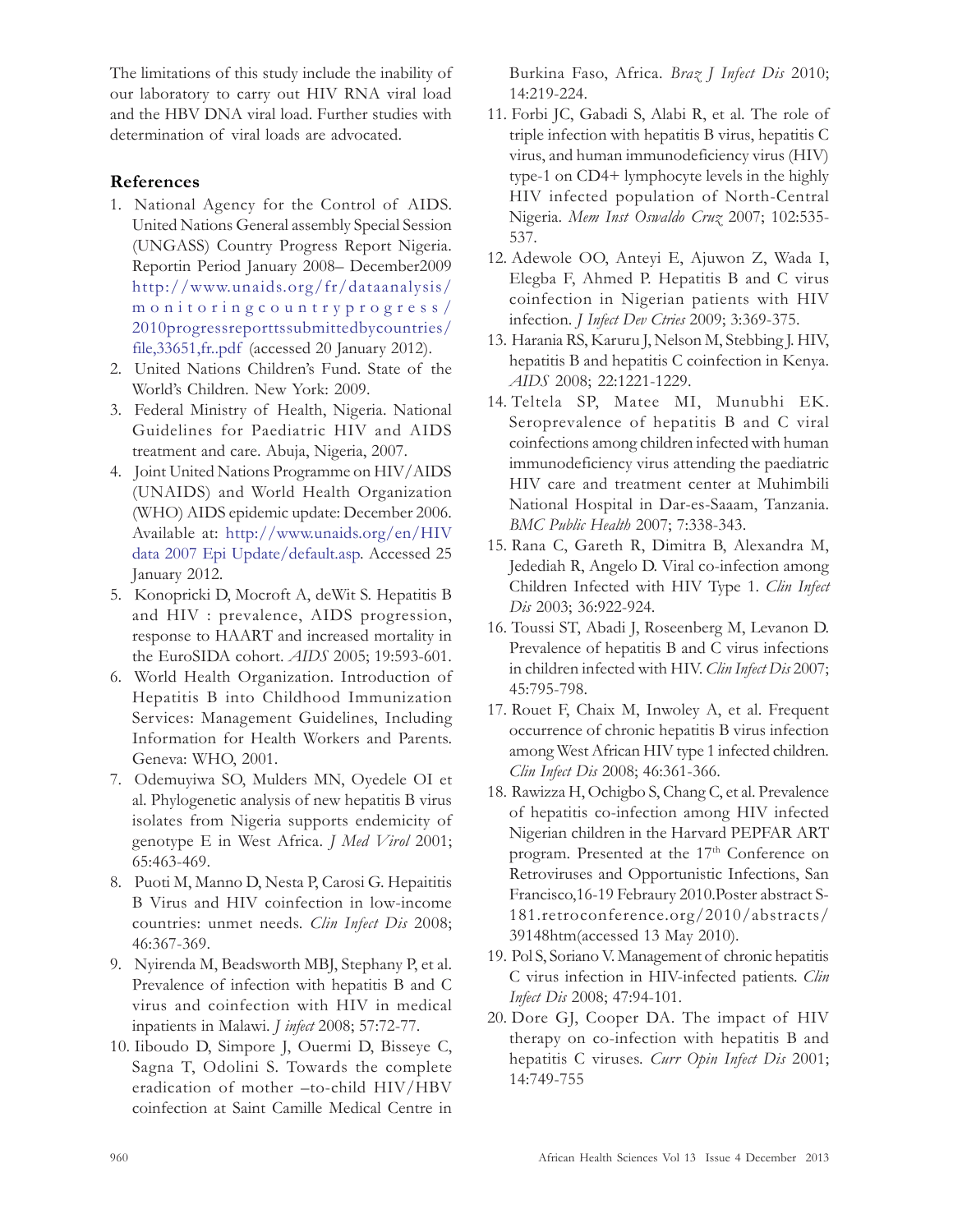The limitations of this study include the inability of our laboratory to carry out HIV RNA viral load and the HBV DNA viral load. Further studies with determination of viral loads are advocated.

## References

1. National Agency for the Control of AIDS. United Nations General assembly Special Session (UNGASS) Country Progress Report Nigeria. Reportin Period January 2008– December2009 http://www.unaids.org/fr/dataanalysis/monitoringcountryprogress/2010progressreportssubmittedbycountries/file,33651,fr..pdf (accessed 20 January 2012).
2. United Nations Children's Fund. State of the World's Children. New York: 2009.
3. Federal Ministry of Health, Nigeria. National Guidelines for Paediatric HIV and AIDS treatment and care. Abuja, Nigeria, 2007.
4. Joint United Nations Programme on HIV/AIDS (UNAIDS) and World Health Organization (WHO) AIDS epidemic update: December 2006. Available at: http://www.unaids.org/en/HIV data 2007 Epi Update/default.asp. Accessed 25 January 2012.
5. Konopricki D, Mocroft A, deWit S. Hepatitis B and HIV : prevalence, AIDS progression, response to HAART and increased mortality in the EuroSIDA cohort. *AIDS* 2005; 19:593-601.
6. World Health Organization. Introduction of Hepatitis B into Childhood Immunization Services: Management Guidelines, Including Information for Health Workers and Parents. Geneva: WHO, 2001.
7. Odemuyiwa SO, Mulders MN, Oyedele OI et al. Phylogenetic analysis of new hepatitis B virus isolates from Nigeria supports endemicity of genotype E in West Africa. *J Med Virol* 2001; 65:463-469.
8. Puoti M, Manno D, Nesta P, Carosi G. Hepaititis B Virus and HIV coinfection in low-income countries: unmet needs. *Clin Infect Dis* 2008; 46:367-369.
9. Nyirenda M, Beadsworth MBJ, Stephany P, et al. Prevalence of infection with hepatitis B and C virus and coinfection with HIV in medical inpatients in Malawi. *J infect* 2008; 57:72-77.
10. Iiboudo D, Simpore J, Ouermi D, Bisseye C, Sagna T, Odolini S. Towards the complete eradication of mother –to-child HIV/HBV coinfection at Saint Camille Medical Centre in Burkina Faso, Africa. *Braz J Infect Dis* 2010; 14:219-224.
11. Forbi JC, Gabadi S, Alabi R, et al. The role of triple infection with hepatitis B virus, hepatitis C virus, and human immunodeficiency virus (HIV) type-1 on CD4+ lymphocyte levels in the highly HIV infected population of North-Central Nigeria. *Mem Inst Oswaldo Cruz* 2007; 102:535-537.
12. Adewole OO, Anteyi E, Ajuwon Z, Wada I, Elegba F, Ahmed P. Hepatitis B and C virus coinfection in Nigerian patients with HIV infection. *J Infect Dev Ctries* 2009; 3:369-375.
13. Harania RS, Karuru J, Nelson M, Stebbing J. HIV, hepatitis B and hepatitis C coinfection in Kenya. *AIDS* 2008; 22:1221-1229.
14. Teltela SP, Matee MI, Munubhi EK. Seroprevalence of hepatitis B and C viral coinfections among children infected with human immunodeficiency virus attending the paediatric HIV care and treatment center at Muhimbili National Hospital in Dar-es-Saaam, Tanzania. *BMC Public Health* 2007; 7:338-343.
15. Rana C, Gareth R, Dimitra B, Alexandra M, Jedediah R, Angelo D. Viral co-infection among Children Infected with HIV Type 1. *Clin Infect Dis* 2003; 36:922-924.
16. Toussi ST, Abadi J, Roseenberg M, Levanon D. Prevalence of hepatitis B and C virus infections in children infected with HIV. *Clin Infect Dis* 2007; 45:795-798.
17. Rouet F, Chaix M, Inwoley A, et al. Frequent occurrence of chronic hepatitis B virus infection among West African HIV type 1 infected children. *Clin Infect Dis* 2008; 46:361-366.
18. Rawizza H, Ochigbo S, Chang C, et al. Prevalence of hepatitis co-infection among HIV infected Nigerian children in the Harvard PEPFAR ART program. Presented at the 17th Conference on Retroviruses and Opportunistic Infections, San Francisco,16-19 Febraury 2010.Poster abstract S-181.retroconference.org/2010/abstracts/39148htm(accessed 13 May 2010).
19. Pol S, Soriano V. Management of chronic hepatitis C virus infection in HIV-infected patients. *Clin Infect Dis* 2008; 47:94-101.
20. Dore GJ, Cooper DA. The impact of HIV therapy on co-infection with hepatitis B and hepatitis C viruses. *Curr Opin Infect Dis* 2001; 14:749-755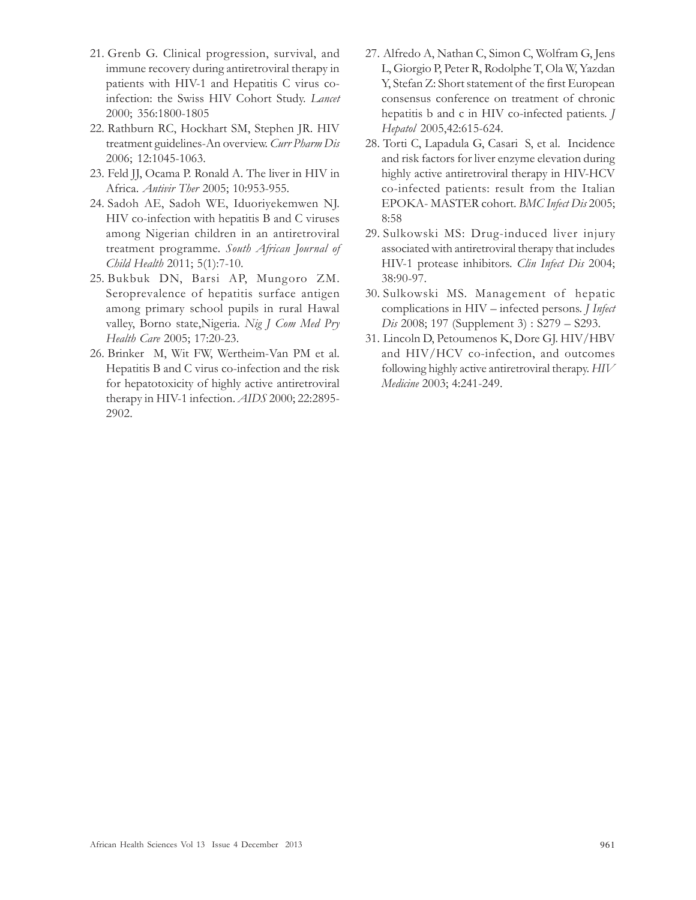21. Grenb G. Clinical progression, survival, and immune recovery during antiretroviral therapy in patients with HIV-1 and Hepatitis C virus co-infection: the Swiss HIV Cohort Study. *Lancet* 2000; 356:1800-1805
22. Rathburn RC, Hockhart SM, Stephen JR. HIV treatment guidelines-An overview. *Curr Pharm Dis* 2006; 12:1045-1063.
23. Feld JJ, Ocama P. Ronald A. The liver in HIV in Africa. *Antivir Ther* 2005; 10:953-955.
24. Sadoh AE, Sadoh WE, Iduoriyekemwen NJ. HIV co-infection with hepatitis B and C viruses among Nigerian children in an antiretroviral treatment programme. *South African Journal of Child Health* 2011; 5(1):7-10.
25. Bukbuk DN, Barsi AP, Mungoro ZM. Seroprevalence of hepatitis surface antigen among primary school pupils in rural Hawal valley, Borno state,Nigeria. *Nig J Com Med Pry Health Care* 2005; 17:20-23.
26. Brinker M, Wit FW, Wertheim-Van PM et al. Hepatitis B and C virus co-infection and the risk for hepatotoxicity of highly active antiretroviral therapy in HIV-1 infection. *AIDS* 2000; 22:2895-2902.
27. Alfredo A, Nathan C, Simon C, Wolfram G, Jens L, Giorgio P, Peter R, Rodolphe T, Ola W, Yazdan Y, Stefan Z: Short statement of the first European consensus conference on treatment of chronic hepatitis b and c in HIV co-infected patients. *J Hepatol* 2005,42:615-624.
28. Torti C, Lapadula G, Casari S, et al. Incidence and risk factors for liver enzyme elevation during highly active antiretroviral therapy in HIV-HCV co-infected patients: result from the Italian EPOKA- MASTER cohort. *BMC Infect Dis* 2005; 8:58
29. Sulkowski MS: Drug-induced liver injury associated with antiretroviral therapy that includes HIV-1 protease inhibitors. *Clin Infect Dis* 2004; 38:90-97.
30. Sulkowski MS. Management of hepatic complications in HIV – infected persons. *J Infect Dis* 2008; 197 (Supplement 3) : S279 – S293.
31. Lincoln D, Petoumenos K, Dore GJ. HIV/HBV and HIV/HCV co-infection, and outcomes following highly active antiretroviral therapy. *HIV Medicine* 2003; 4:241-249.